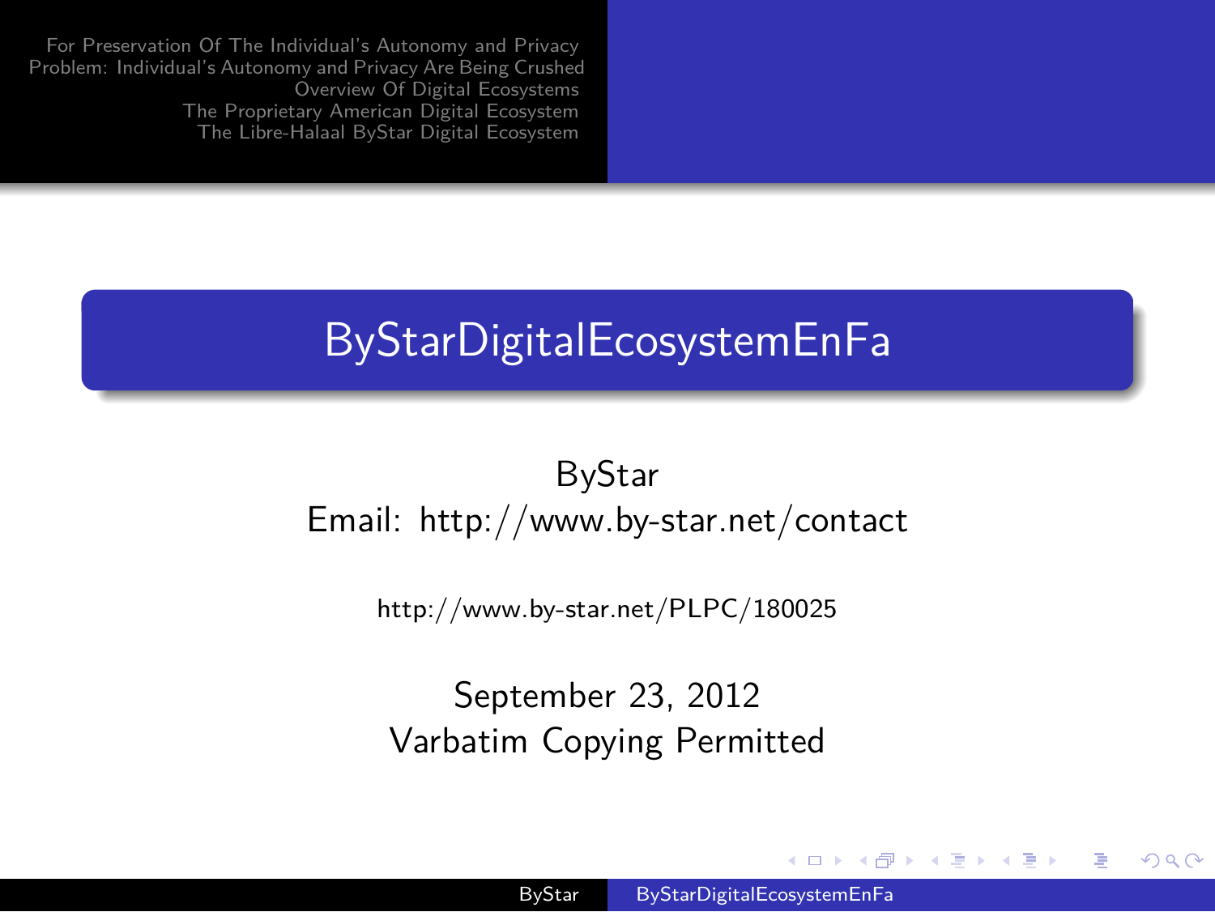# ByStarDigitalEcosystemEnFa

ByStar
Email: http://www.by-star.net/contact

http://www.by-star.net/PLPC/180025

September 23, 2012
Varbatim Copying Permitted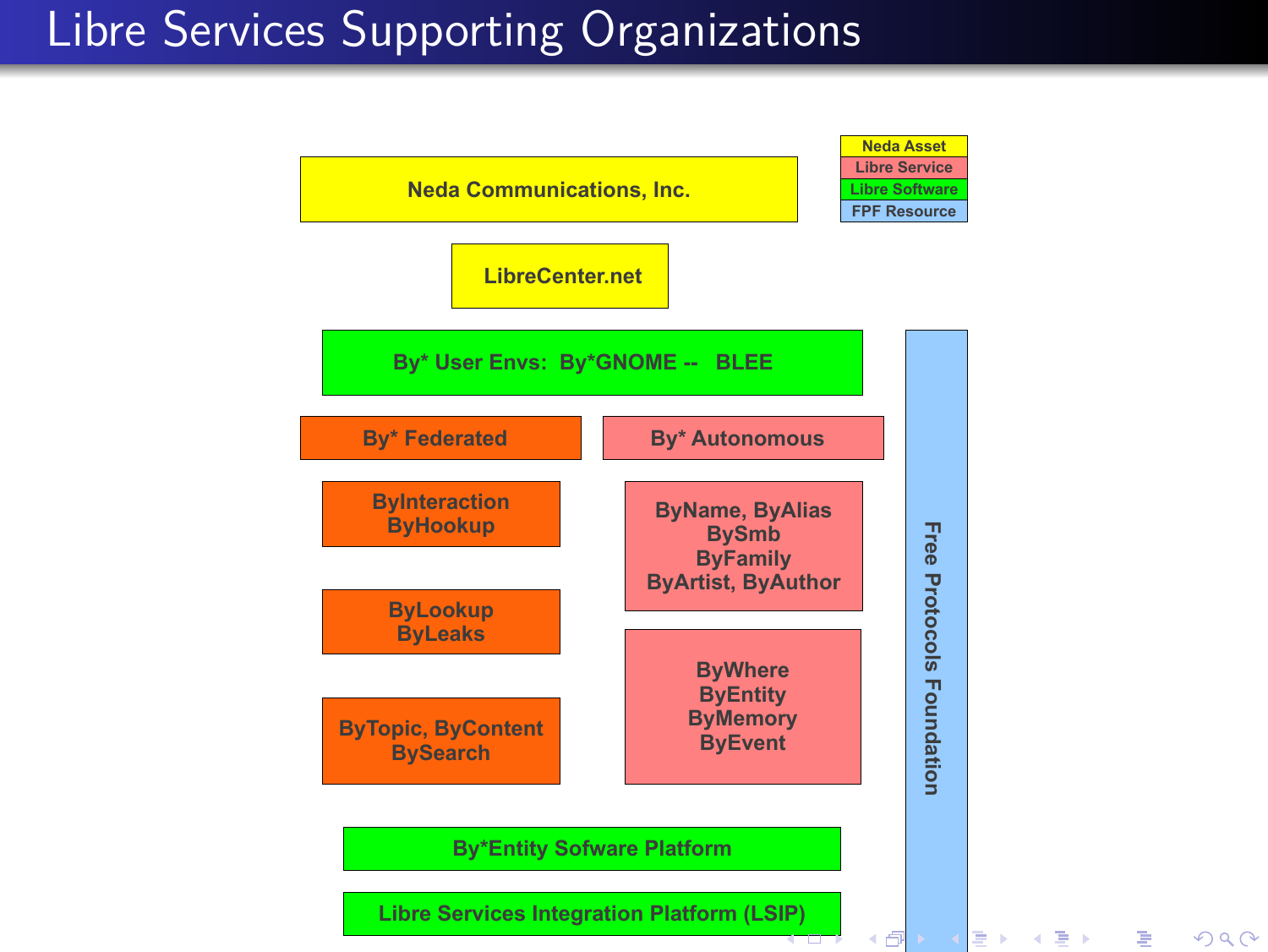# Libre Services Supporting Organizations

| Legend |
| --- |
| Neda Asset |
| Libre Service |
| Libre Software |
| FPF Resource |

Neda Communications, Inc.

LibreCenter.net

By* User Envs: By*GNOME -- BLEE

By* Federated

ByInteraction
ByHookup

ByLookup
ByLeaks

ByTopic, ByContent
BySearch

By* Autonomous

ByName, ByAlias
BySmb
ByFamily
ByArtist, ByAuthor

ByWhere
ByEntity
ByMemory
ByEvent

By*Entity Sofware Platform

Libre Services Integration Platform (LSIP)

Free Protocols Foundation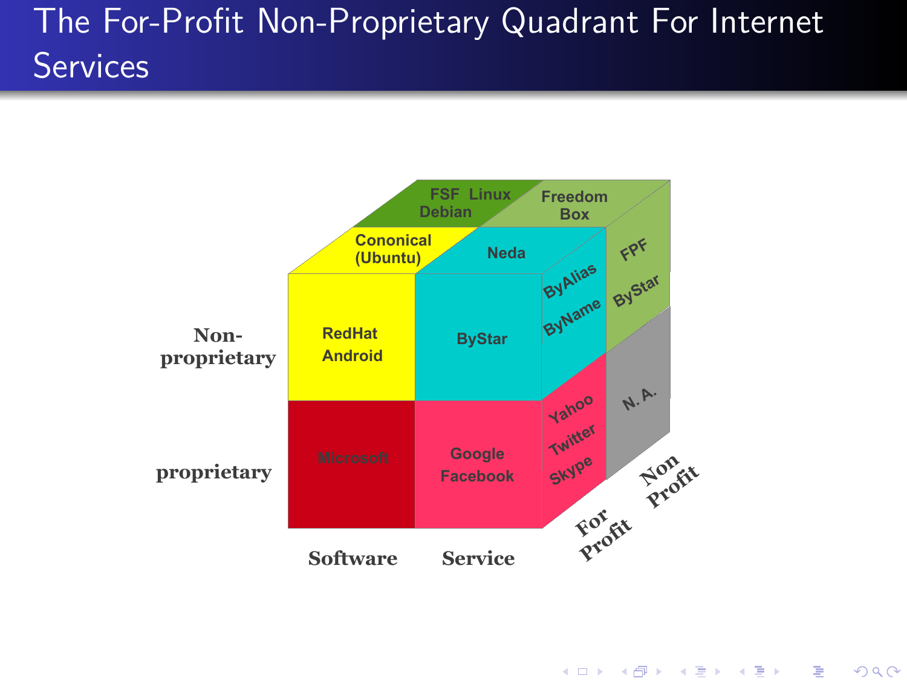# The For-Profit Non-Proprietary Quadrant For Internet Services

FSF Linux Debian

Freedom Box

Cononical (Ubuntu)

Neda

FPF

ByAlias

ByName

ByStar

Non-proprietary

RedHat Android

ByStar

Yahoo Twitter Skype

N. A.

proprietary

Microsoft

Google Facebook

Software

Service

For Profit

Non Profit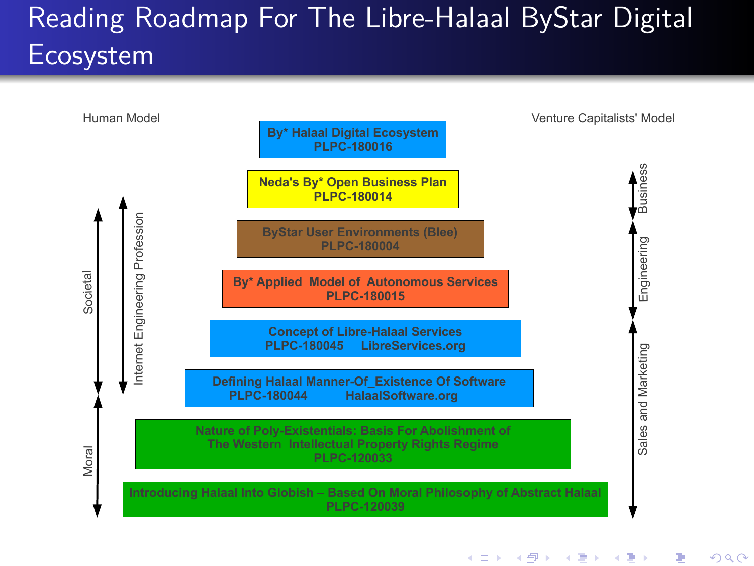# Reading Roadmap For The Libre-Halaal ByStar Digital Ecosystem

Human Model

Venture Capitalists' Model

By* Halaal Digital Ecosystem
PLPC-180016

Neda's By* Open Business Plan
PLPC-180014

ByStar User Environments (Blee)
PLPC-180004

By* Applied Model of Autonomous Services
PLPC-180015

Concept of Libre-Halaal Services
PLPC-180045 LibreServices.org

Defining Halaal Manner-Of_Existence Of Software
PLPC-180044 HalaalSoftware.org

Nature of Poly-Existentials: Basis For Abolishment of The Western Intellectual Property Rights Regime
PLPC-120033

Introducing Halaal Into Globish – Based On Moral Philosophy of Abstract Halaal
PLPC-120039

Societal

Moral

Internet Engineering Profession

Business

Engineering

Sales and Marketing